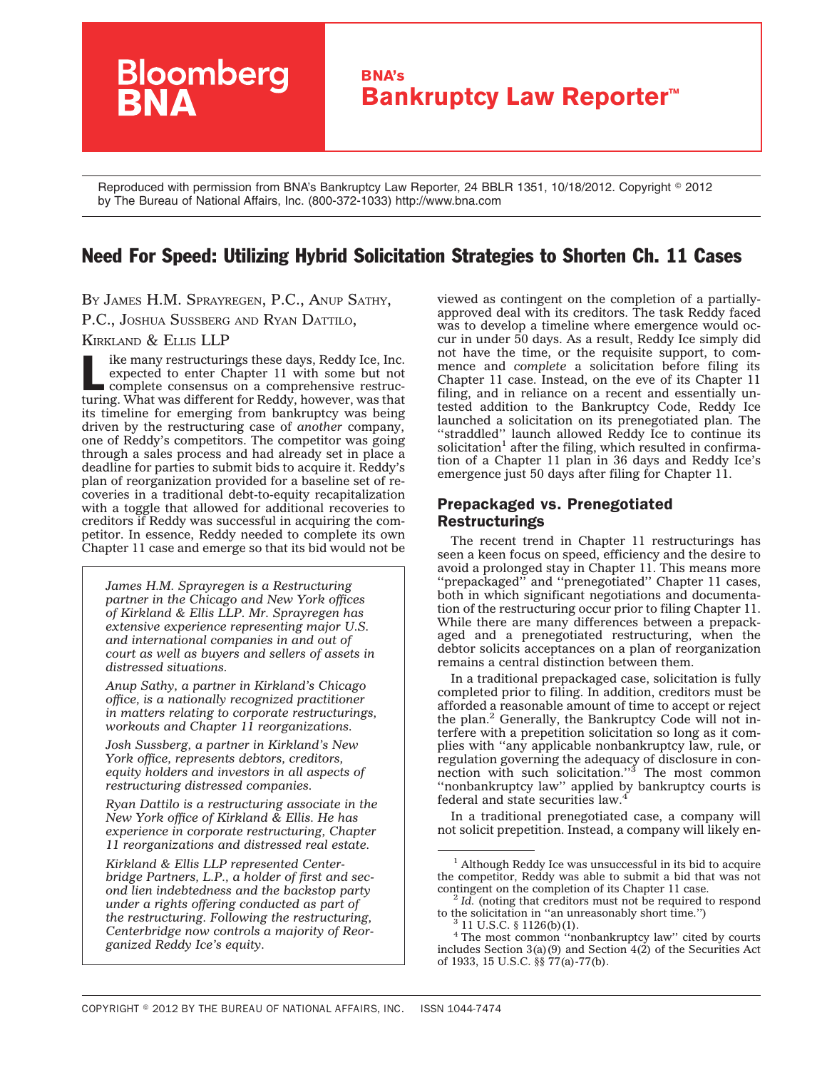Bloomberg BNA

**BNA's Bankruptcy Law Reporter™**

Reproduced with permission from BNA's Bankruptcy Law Reporter, 24 BBLR 1351, 10/18/2012. Copyright © 2012 by The Bureau of National Affairs, Inc. (800-372-1033) http://www.bna.com

# Need For Speed: Utilizing Hybrid Solicitation Strategies to Shorten Ch. 11 Cases

By James H.M. Sprayregen, P.C., Anup Sathy, P.C., Joshua Sussberg and Ryan Dattilo, Kirkland & Ellis LLP

Like many restructurings these days, Reddy Ice, Inc. expected to enter Chapter 11 with some but not complete consensus on a comprehensive restructuring. What was different for Reddy, however, was that its timeline for emerging from bankruptcy was being driven by the restructuring case of *another* company, one of Reddy's competitors. The competitor was going through a sales process and had already set in place a deadline for parties to submit bids to acquire it. Reddy's plan of reorganization provided for a baseline set of recoveries in a traditional debt-to-equity recapitalization with a toggle that allowed for additional recoveries to creditors if Reddy was successful in acquiring the competitor. In essence, Reddy needed to complete its own Chapter 11 case and emerge so that its bid would not be viewed as contingent on the completion of a partially-approved deal with its creditors. The task Reddy faced was to develop a timeline where emergence would occur in under 50 days. As a result, Reddy Ice simply did not have the time, or the requisite support, to commence and *complete* a solicitation before filing its Chapter 11 case. Instead, on the eve of its Chapter 11 filing, and in reliance on a recent and essentially untested addition to the Bankruptcy Code, Reddy Ice launched a solicitation on its prenegotiated plan. The ''straddled'' launch allowed Reddy Ice to continue its solicitation[1] after the filing, which resulted in confirmation of a Chapter 11 plan in 36 days and Reddy Ice's emergence just 50 days after filing for Chapter 11.

> *James H.M. Sprayregen is a Restructuring partner in the Chicago and New York offices of Kirkland & Ellis LLP. Mr. Sprayregen has extensive experience representing major U.S. and international companies in and out of court as well as buyers and sellers of assets in distressed situations.*
>
> *Anup Sathy, a partner in Kirkland's Chicago office, is a nationally recognized practitioner in matters relating to corporate restructurings, workouts and Chapter 11 reorganizations.*
>
> *Josh Sussberg, a partner in Kirkland's New York office, represents debtors, creditors, equity holders and investors in all aspects of restructuring distressed companies.*
>
> *Ryan Dattilo is a restructuring associate in the New York office of Kirkland & Ellis. He has experience in corporate restructuring, Chapter 11 reorganizations and distressed real estate.*
>
> *Kirkland & Ellis LLP represented Centerbridge Partners, L.P., a holder of first and second lien indebtedness and the backstop party under a rights offering conducted as part of the restructuring. Following the restructuring, Centerbridge now controls a majority of Reorganized Reddy Ice's equity.*

## Prepackaged vs. Prenegotiated Restructurings

The recent trend in Chapter 11 restructurings has seen a keen focus on speed, efficiency and the desire to avoid a prolonged stay in Chapter 11. This means more ''prepackaged'' and ''prenegotiated'' Chapter 11 cases, both in which significant negotiations and documentation of the restructuring occur prior to filing Chapter 11. While there are many differences between a prepackaged and a prenegotiated restructuring, when the debtor solicits acceptances on a plan of reorganization remains a central distinction between them.

In a traditional prepackaged case, solicitation is fully completed prior to filing. In addition, creditors must be afforded a reasonable amount of time to accept or reject the plan.[2] Generally, the Bankruptcy Code will not interfere with a prepetition solicitation so long as it complies with ''any applicable nonbankruptcy law, rule, or regulation governing the adequacy of disclosure in connection with such solicitation.''[3] The most common ''nonbankruptcy law'' applied by bankruptcy courts is federal and state securities law.[4]

In a traditional prenegotiated case, a company will not solicit prepetition. Instead, a company will likely en-

---

[1] Although Reddy Ice was unsuccessful in its bid to acquire the competitor, Reddy was able to submit a bid that was not contingent on the completion of its Chapter 11 case.

[2] *Id.* (noting that creditors must not be required to respond to the solicitation in ''an unreasonably short time.'')

[3] 11 U.S.C. § 1126(b)(1).

[4] The most common ''nonbankruptcy law'' cited by courts includes Section 3(a)(9) and Section 4(2) of the Securities Act of 1933, 15 U.S.C. §§ 77(a)-77(b).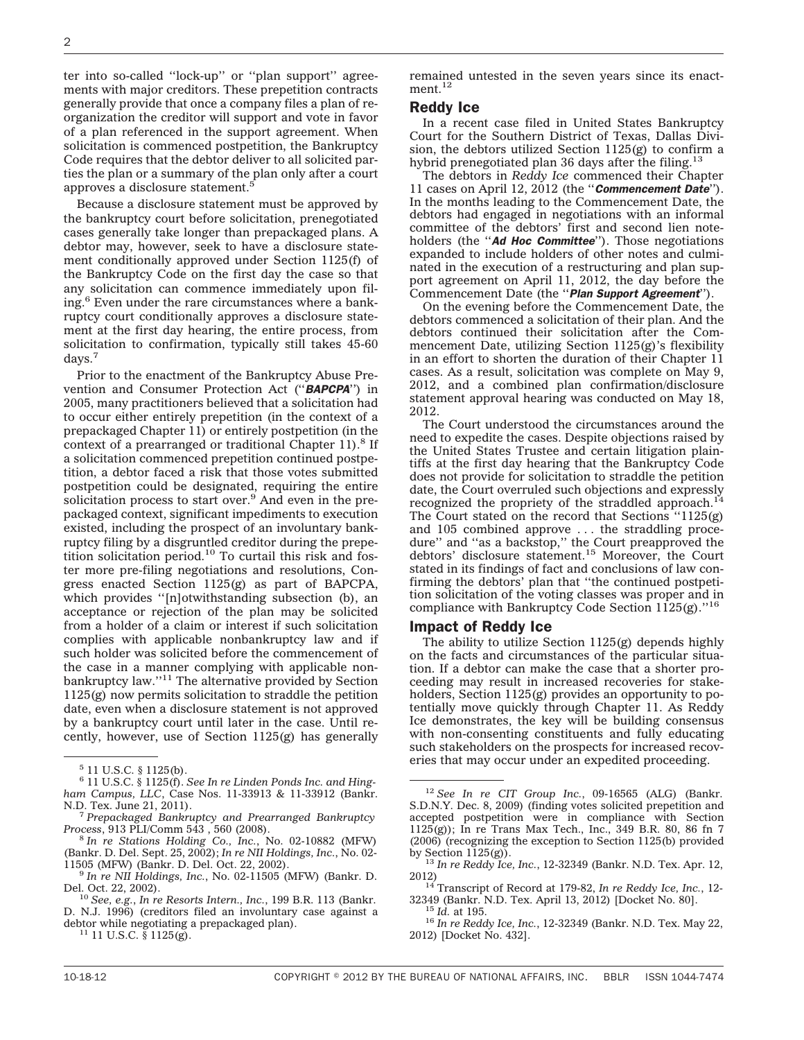ter into so-called ''lock-up'' or ''plan support'' agreements with major creditors. These prepetition contracts generally provide that once a company files a plan of reorganization the creditor will support and vote in favor of a plan referenced in the support agreement. When solicitation is commenced postpetition, the Bankruptcy Code requires that the debtor deliver to all solicited parties the plan or a summary of the plan only after a court approves a disclosure statement.[5]

Because a disclosure statement must be approved by the bankruptcy court before solicitation, prenegotiated cases generally take longer than prepackaged plans. A debtor may, however, seek to have a disclosure statement conditionally approved under Section 1125(f) of the Bankruptcy Code on the first day the case so that any solicitation can commence immediately upon filing.[6] Even under the rare circumstances where a bankruptcy court conditionally approves a disclosure statement at the first day hearing, the entire process, from solicitation to confirmation, typically still takes 45-60 days.[7]

Prior to the enactment of the Bankruptcy Abuse Prevention and Consumer Protection Act (''***BAPCPA***'') in 2005, many practitioners believed that a solicitation had to occur either entirely prepetition (in the context of a prepackaged Chapter 11) or entirely postpetition (in the context of a prearranged or traditional Chapter 11).[8] If a solicitation commenced prepetition continued postpetition, a debtor faced a risk that those votes submitted postpetition could be designated, requiring the entire solicitation process to start over.[9] And even in the prepackaged context, significant impediments to execution existed, including the prospect of an involuntary bankruptcy filing by a disgruntled creditor during the prepetition solicitation period.[10] To curtail this risk and foster more pre-filing negotiations and resolutions, Congress enacted Section 1125(g) as part of BAPCPA, which provides ''[n]otwithstanding subsection (b), an acceptance or rejection of the plan may be solicited from a holder of a claim or interest if such solicitation complies with applicable nonbankruptcy law and if such holder was solicited before the commencement of the case in a manner complying with applicable nonbankruptcy law.''[11] The alternative provided by Section 1125(g) now permits solicitation to straddle the petition date, even when a disclosure statement is not approved by a bankruptcy court until later in the case. Until recently, however, use of Section 1125(g) has generally remained untested in the seven years since its enactment.[12]

## Reddy Ice

In a recent case filed in United States Bankruptcy Court for the Southern District of Texas, Dallas Division, the debtors utilized Section 1125(g) to confirm a hybrid prenegotiated plan 36 days after the filing.[13]

The debtors in *Reddy Ice* commenced their Chapter 11 cases on April 12, 2012 (the ''***Commencement Date***''). In the months leading to the Commencement Date, the debtors had engaged in negotiations with an informal committee of the debtors' first and second lien noteholders (the ''***Ad Hoc Committee***''). Those negotiations expanded to include holders of other notes and culminated in the execution of a restructuring and plan support agreement on April 11, 2012, the day before the Commencement Date (the ''***Plan Support Agreement***'').

On the evening before the Commencement Date, the debtors commenced a solicitation of their plan. And the debtors continued their solicitation after the Commencement Date, utilizing Section 1125(g)'s flexibility in an effort to shorten the duration of their Chapter 11 cases. As a result, solicitation was complete on May 9, 2012, and a combined plan confirmation/disclosure statement approval hearing was conducted on May 18, 2012.

The Court understood the circumstances around the need to expedite the cases. Despite objections raised by the United States Trustee and certain litigation plaintiffs at the first day hearing that the Bankruptcy Code does not provide for solicitation to straddle the petition date, the Court overruled such objections and expressly recognized the propriety of the straddled approach.[14] The Court stated on the record that Sections ''1125(g) and 105 combined approve . . . the straddling procedure'' and ''as a backstop,'' the Court preapproved the debtors' disclosure statement.[15] Moreover, the Court stated in its findings of fact and conclusions of law confirming the debtors' plan that ''the continued postpetition solicitation of the voting classes was proper and in compliance with Bankruptcy Code Section 1125(g).''[16]

## Impact of Reddy Ice

The ability to utilize Section 1125(g) depends highly on the facts and circumstances of the particular situation. If a debtor can make the case that a shorter proceeding may result in increased recoveries for stakeholders, Section 1125(g) provides an opportunity to potentially move quickly through Chapter 11. As Reddy Ice demonstrates, the key will be building consensus with non-consenting constituents and fully educating such stakeholders on the prospects for increased recoveries that may occur under an expedited proceeding.

---

[5] 11 U.S.C. § 1125(b).

[6] 11 U.S.C. § 1125(f). *See In re Linden Ponds Inc. and Hingham Campus, LLC*, Case Nos. 11-33913 & 11-33912 (Bankr. N.D. Tex. June 21, 2011).

[7] *Prepackaged Bankruptcy and Prearranged Bankruptcy Process*, 913 PLI/Comm 543 , 560 (2008).

[8] *In re Stations Holding Co., Inc.*, No. 02-10882 (MFW) (Bankr. D. Del. Sept. 25, 2002); *In re NII Holdings, Inc.*, No. 02-11505 (MFW) (Bankr. D. Del. Oct. 22, 2002).

[9] *In re NII Holdings, Inc.*, No. 02-11505 (MFW) (Bankr. D. Del. Oct. 22, 2002).

[10] *See, e.g.*, *In re Resorts Intern., Inc.*, 199 B.R. 113 (Bankr. D. N.J. 1996) (creditors filed an involuntary case against a debtor while negotiating a prepackaged plan).

[11] 11 U.S.C. § 1125(g).

[12] *See In re CIT Group Inc.*, 09-16565 (ALG) (Bankr. S.D.N.Y. Dec. 8, 2009) (finding votes solicited prepetition and accepted postpetition were in compliance with Section 1125(g)); In re Trans Max Tech., Inc., 349 B.R. 80, 86 fn 7 (2006) (recognizing the exception to Section 1125(b) provided by Section 1125(g)).

[13] *In re Reddy Ice, Inc.*, 12-32349 (Bankr. N.D. Tex. Apr. 12, 2012)

[14] Transcript of Record at 179-82, *In re Reddy Ice, Inc.*, 12-32349 (Bankr. N.D. Tex. April 13, 2012) [Docket No. 80].

[15] *Id.* at 195.

[16] *In re Reddy Ice, Inc.*, 12-32349 (Bankr. N.D. Tex. May 22, 2012) [Docket No. 432].